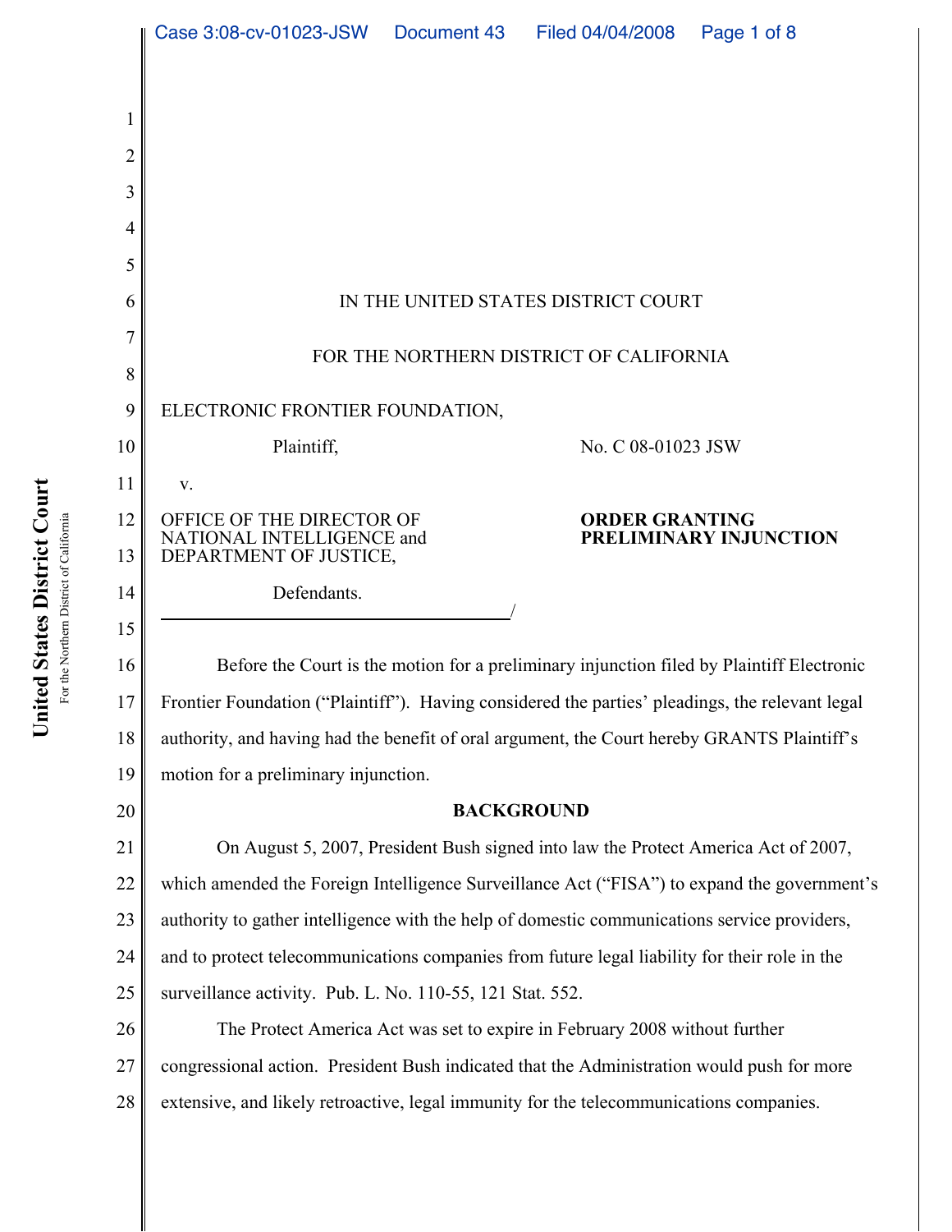IN THE UNITED STATES DISTRICT COURT

FOR THE NORTHERN DISTRICT OF CALIFORNIA

ELECTRONIC FRONTIER FOUNDATION,

Plaintiff,

v.

OFFICE OF THE DIRECTOR OF NATIONAL INTELLIGENCE and DEPARTMENT OF JUSTICE,

Defendants.

No. C 08-01023 JSW

**ORDER GRANTING PRELIMINARY INJUNCTION**

Before the Court is the motion for a preliminary injunction filed by Plaintiff Electronic Frontier Foundation ("Plaintiff"). Having considered the parties' pleadings, the relevant legal authority, and having had the benefit of oral argument, the Court hereby GRANTS Plaintiff's motion for a preliminary injunction.

## BACKGROUND

On August 5, 2007, President Bush signed into law the Protect America Act of 2007, which amended the Foreign Intelligence Surveillance Act ("FISA") to expand the government's authority to gather intelligence with the help of domestic communications service providers, and to protect telecommunications companies from future legal liability for their role in the surveillance activity. Pub. L. No. 110-55, 121 Stat. 552.

The Protect America Act was set to expire in February 2008 without further congressional action. President Bush indicated that the Administration would push for more extensive, and likely retroactive, legal immunity for the telecommunications companies.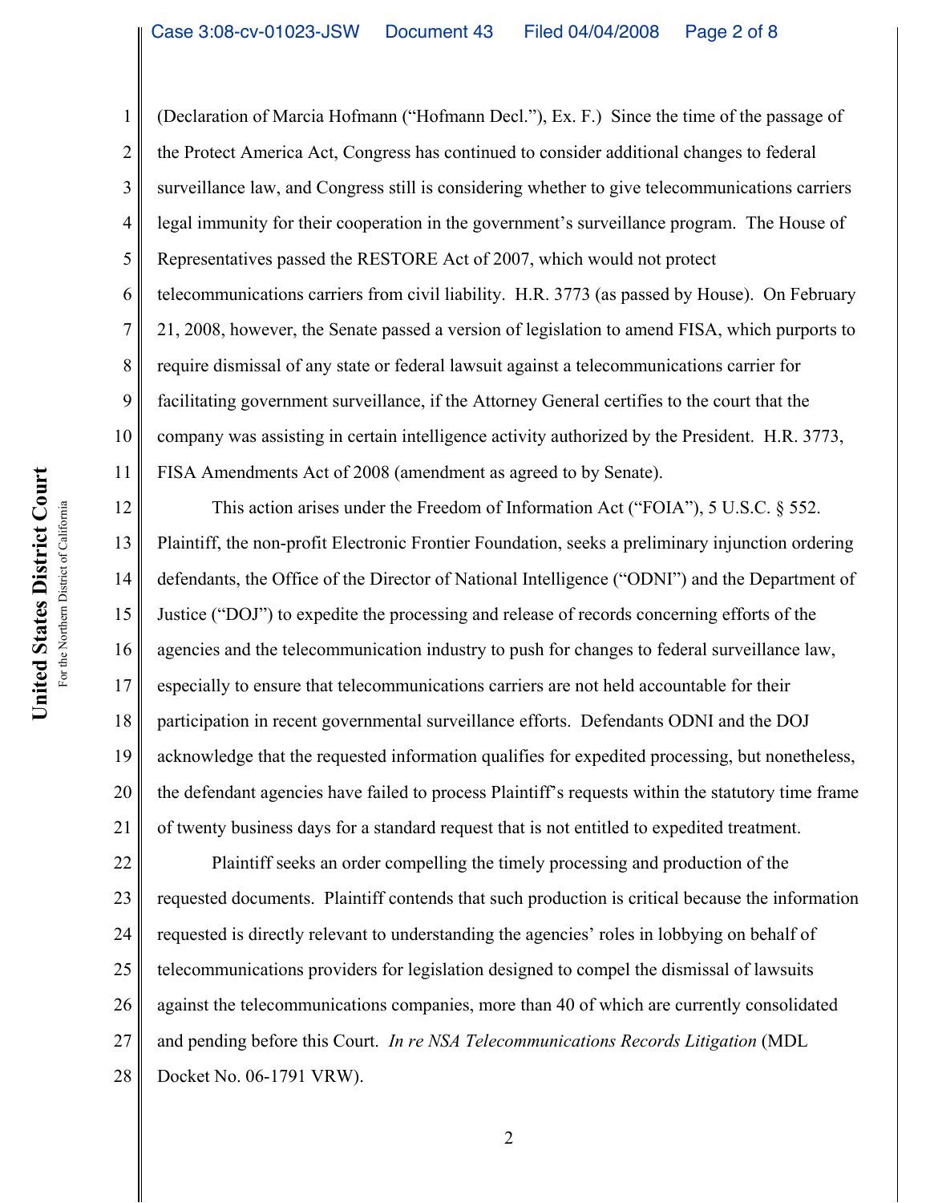(Declaration of Marcia Hofmann ("Hofmann Decl."), Ex. F.) Since the time of the passage of the Protect America Act, Congress has continued to consider additional changes to federal surveillance law, and Congress still is considering whether to give telecommunications carriers legal immunity for their cooperation in the government's surveillance program. The House of Representatives passed the RESTORE Act of 2007, which would not protect telecommunications carriers from civil liability. H.R. 3773 (as passed by House). On February 21, 2008, however, the Senate passed a version of legislation to amend FISA, which purports to require dismissal of any state or federal lawsuit against a telecommunications carrier for facilitating government surveillance, if the Attorney General certifies to the court that the company was assisting in certain intelligence activity authorized by the President. H.R. 3773, FISA Amendments Act of 2008 (amendment as agreed to by Senate).

This action arises under the Freedom of Information Act ("FOIA"), 5 U.S.C. § 552. Plaintiff, the non-profit Electronic Frontier Foundation, seeks a preliminary injunction ordering defendants, the Office of the Director of National Intelligence ("ODNI") and the Department of Justice ("DOJ") to expedite the processing and release of records concerning efforts of the agencies and the telecommunication industry to push for changes to federal surveillance law, especially to ensure that telecommunications carriers are not held accountable for their participation in recent governmental surveillance efforts. Defendants ODNI and the DOJ acknowledge that the requested information qualifies for expedited processing, but nonetheless, the defendant agencies have failed to process Plaintiff's requests within the statutory time frame of twenty business days for a standard request that is not entitled to expedited treatment.

Plaintiff seeks an order compelling the timely processing and production of the requested documents. Plaintiff contends that such production is critical because the information requested is directly relevant to understanding the agencies' roles in lobbying on behalf of telecommunications providers for legislation designed to compel the dismissal of lawsuits against the telecommunications companies, more than 40 of which are currently consolidated and pending before this Court. *In re NSA Telecommunications Records Litigation* (MDL Docket No. 06-1791 VRW).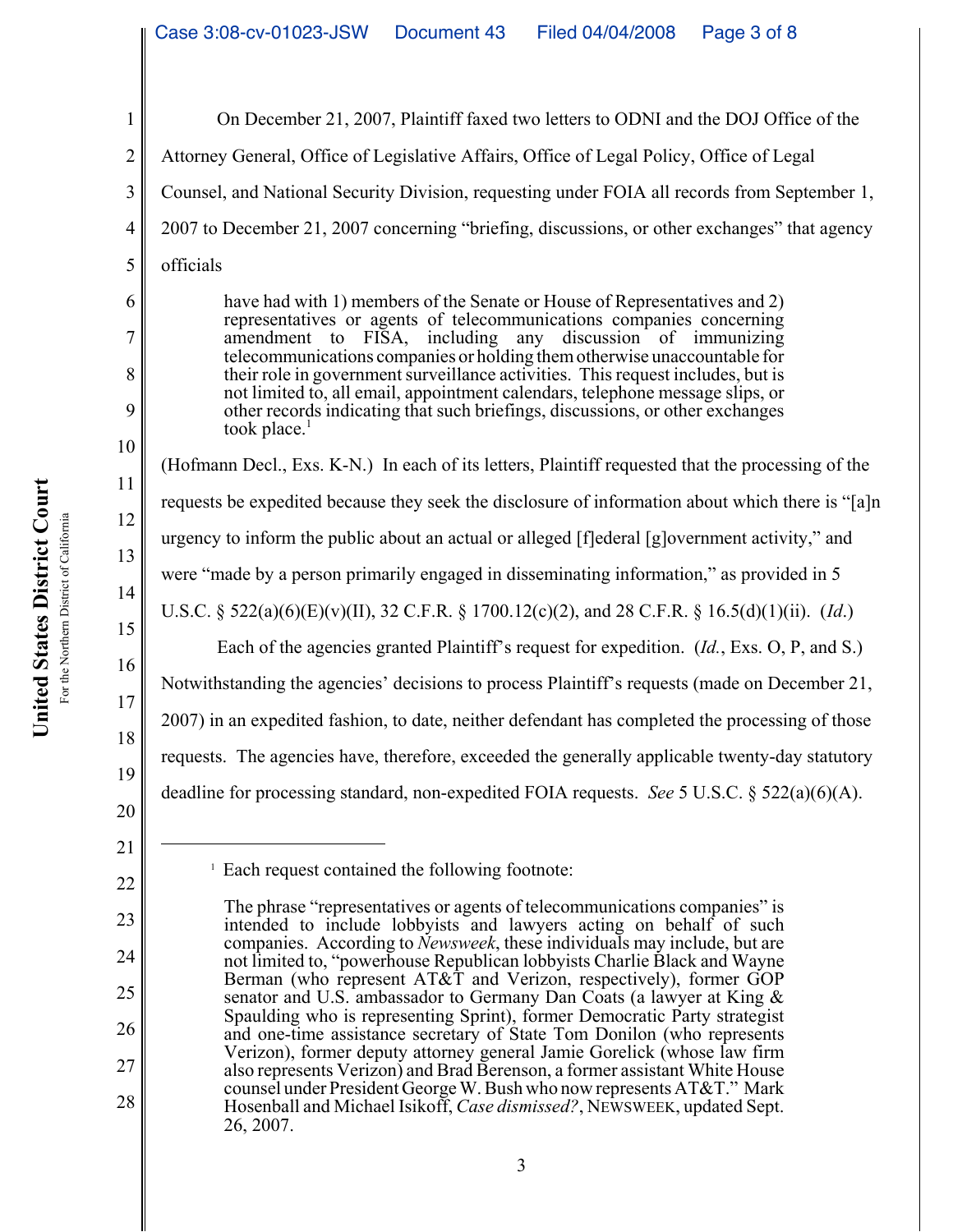On December 21, 2007, Plaintiff faxed two letters to ODNI and the DOJ Office of the Attorney General, Office of Legislative Affairs, Office of Legal Policy, Office of Legal Counsel, and National Security Division, requesting under FOIA all records from September 1, 2007 to December 21, 2007 concerning "briefing, discussions, or other exchanges" that agency officials

> have had with 1) members of the Senate or House of Representatives and 2) representatives or agents of telecommunications companies concerning amendment to FISA, including any discussion of immunizing telecommunications companies or holding them otherwise unaccountable for their role in government surveillance activities. This request includes, but is not limited to, all email, appointment calendars, telephone message slips, or other records indicating that such briefings, discussions, or other exchanges took place.[1]

(Hofmann Decl., Exs. K-N.) In each of its letters, Plaintiff requested that the processing of the requests be expedited because they seek the disclosure of information about which there is "[a]n urgency to inform the public about an actual or alleged [f]ederal [g]overnment activity," and were "made by a person primarily engaged in disseminating information," as provided in 5 U.S.C. § 522(a)(6)(E)(v)(II), 32 C.F.R. § 1700.12(c)(2), and 28 C.F.R. § 16.5(d)(1)(ii). (*Id.*)

Each of the agencies granted Plaintiff's request for expedition. (*Id.*, Exs. O, P, and S.) Notwithstanding the agencies' decisions to process Plaintiff's requests (made on December 21, 2007) in an expedited fashion, to date, neither defendant has completed the processing of those requests. The agencies have, therefore, exceeded the generally applicable twenty-day statutory deadline for processing standard, non-expedited FOIA requests. *See* 5 U.S.C. § 522(a)(6)(A).

---

[1] Each request contained the following footnote:

> The phrase "representatives or agents of telecommunications companies" is intended to include lobbyists and lawyers acting on behalf of such companies. According to *Newsweek*, these individuals may include, but are not limited to, "powerhouse Republican lobbyists Charlie Black and Wayne Berman (who represent AT&T and Verizon, respectively), former GOP senator and U.S. ambassador to Germany Dan Coats (a lawyer at King & Spaulding who is representing Sprint), former Democratic Party strategist and one-time assistance secretary of State Tom Donilon (who represents Verizon), former deputy attorney general Jamie Gorelick (whose law firm also represents Verizon) and Brad Berenson, a former assistant White House counsel under President George W. Bush who now represents AT&T." Mark Hosenball and Michael Isikoff, *Case dismissed?*, NEWSWEEK, updated Sept. 26, 2007.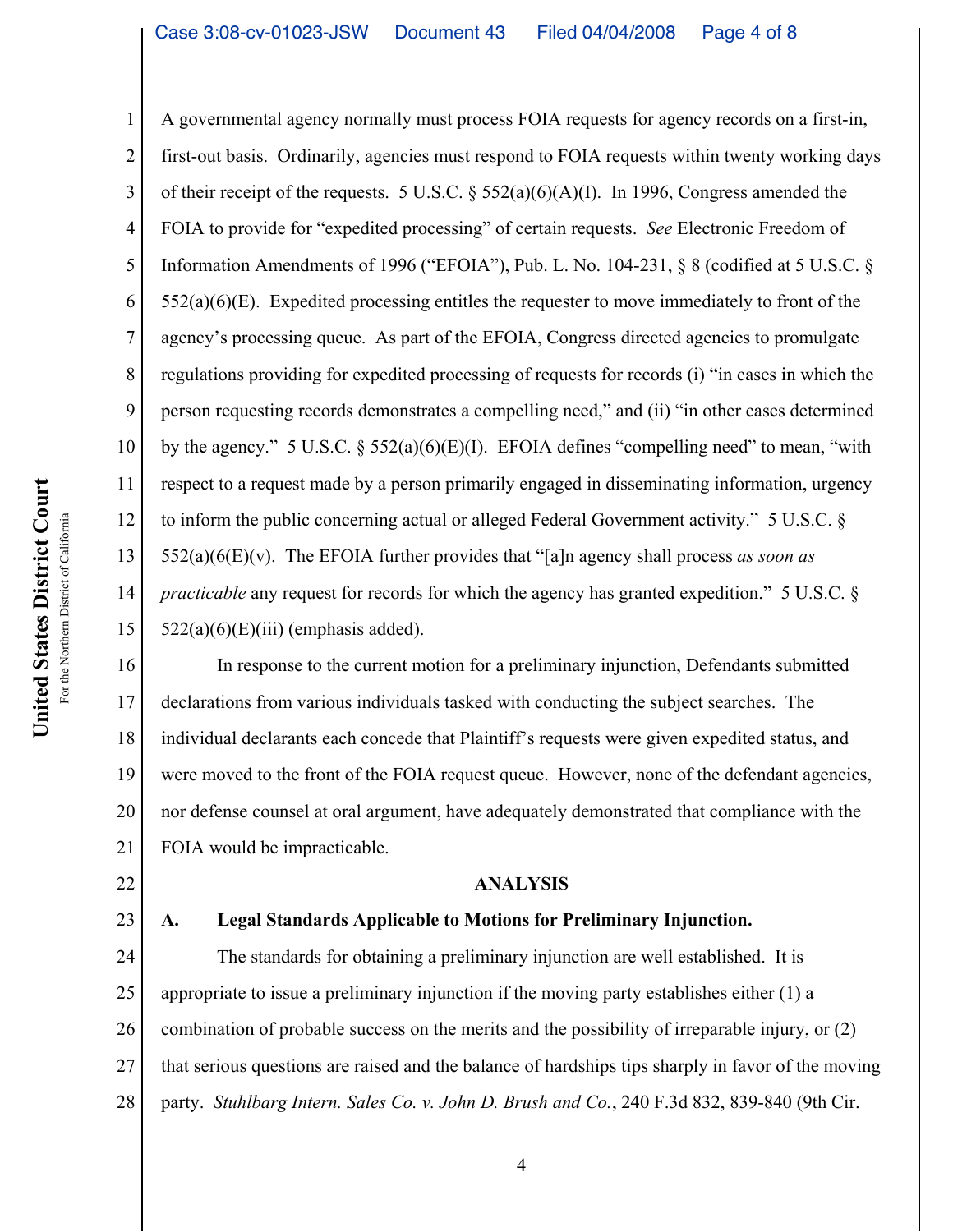A governmental agency normally must process FOIA requests for agency records on a first-in, first-out basis. Ordinarily, agencies must respond to FOIA requests within twenty working days of their receipt of the requests. 5 U.S.C. § 552(a)(6)(A)(I). In 1996, Congress amended the FOIA to provide for "expedited processing" of certain requests. *See* Electronic Freedom of Information Amendments of 1996 ("EFOIA"), Pub. L. No. 104-231, § 8 (codified at 5 U.S.C. § 552(a)(6)(E). Expedited processing entitles the requester to move immediately to front of the agency's processing queue. As part of the EFOIA, Congress directed agencies to promulgate regulations providing for expedited processing of requests for records (i) "in cases in which the person requesting records demonstrates a compelling need," and (ii) "in other cases determined by the agency." 5 U.S.C. § 552(a)(6)(E)(I). EFOIA defines "compelling need" to mean, "with respect to a request made by a person primarily engaged in disseminating information, urgency to inform the public concerning actual or alleged Federal Government activity." 5 U.S.C. § 552(a)(6(E)(v). The EFOIA further provides that "[a]n agency shall process *as soon as practicable* any request for records for which the agency has granted expedition." 5 U.S.C. § 522(a)(6)(E)(iii) (emphasis added).

In response to the current motion for a preliminary injunction, Defendants submitted declarations from various individuals tasked with conducting the subject searches. The individual declarants each concede that Plaintiff's requests were given expedited status, and were moved to the front of the FOIA request queue. However, none of the defendant agencies, nor defense counsel at oral argument, have adequately demonstrated that compliance with the FOIA would be impracticable.

## ANALYSIS

### A. Legal Standards Applicable to Motions for Preliminary Injunction.

The standards for obtaining a preliminary injunction are well established. It is appropriate to issue a preliminary injunction if the moving party establishes either (1) a combination of probable success on the merits and the possibility of irreparable injury, or (2) that serious questions are raised and the balance of hardships tips sharply in favor of the moving party. *Stuhlbarg Intern. Sales Co. v. John D. Brush and Co.*, 240 F.3d 832, 839-840 (9th Cir.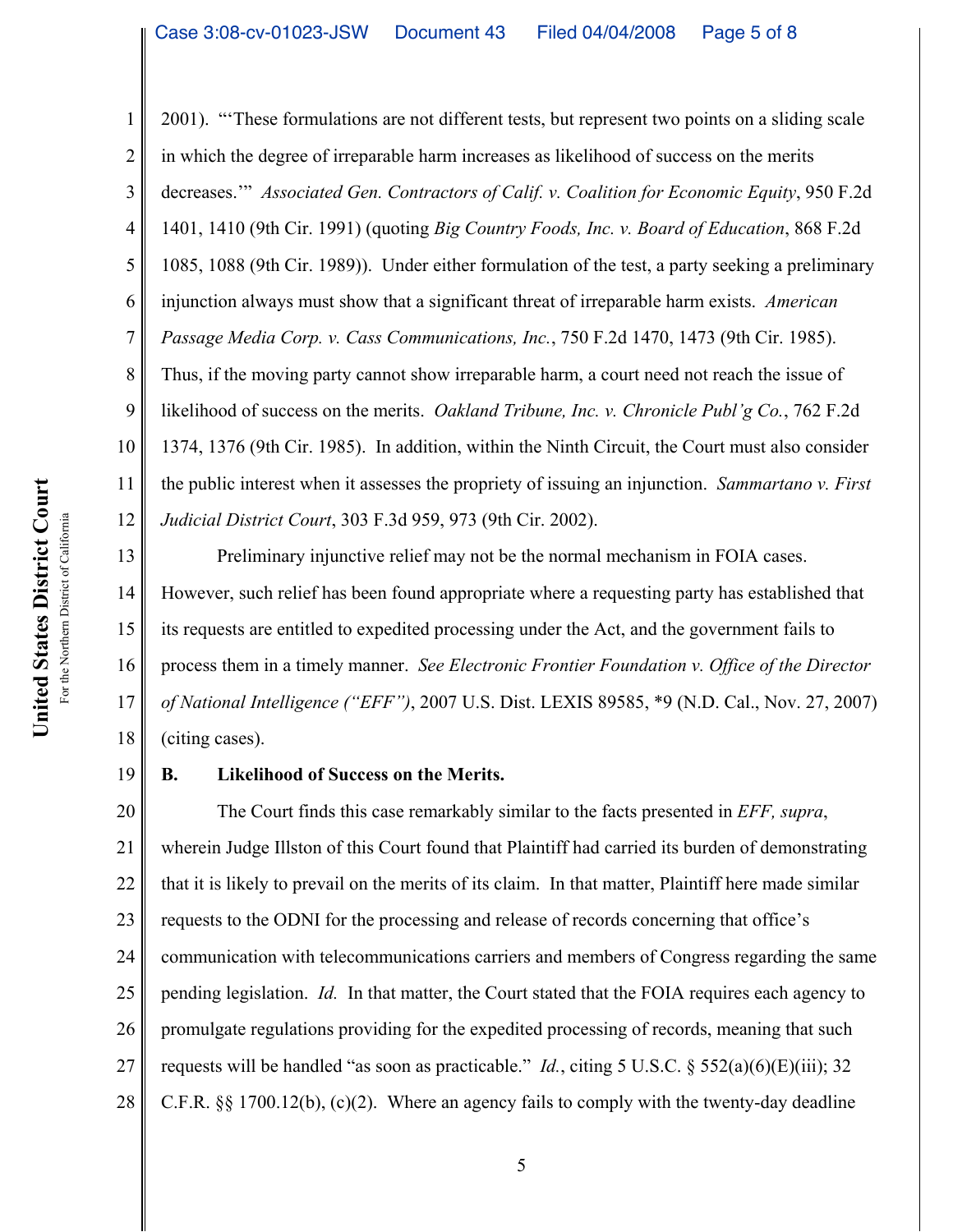2001). "'These formulations are not different tests, but represent two points on a sliding scale in which the degree of irreparable harm increases as likelihood of success on the merits decreases.'" *Associated Gen. Contractors of Calif. v. Coalition for Economic Equity*, 950 F.2d 1401, 1410 (9th Cir. 1991) (quoting *Big Country Foods, Inc. v. Board of Education*, 868 F.2d 1085, 1088 (9th Cir. 1989)). Under either formulation of the test, a party seeking a preliminary injunction always must show that a significant threat of irreparable harm exists. *American Passage Media Corp. v. Cass Communications, Inc.*, 750 F.2d 1470, 1473 (9th Cir. 1985). Thus, if the moving party cannot show irreparable harm, a court need not reach the issue of likelihood of success on the merits. *Oakland Tribune, Inc. v. Chronicle Publ'g Co.*, 762 F.2d 1374, 1376 (9th Cir. 1985). In addition, within the Ninth Circuit, the Court must also consider the public interest when it assesses the propriety of issuing an injunction. *Sammartano v. First Judicial District Court*, 303 F.3d 959, 973 (9th Cir. 2002).

Preliminary injunctive relief may not be the normal mechanism in FOIA cases. However, such relief has been found appropriate where a requesting party has established that its requests are entitled to expedited processing under the Act, and the government fails to process them in a timely manner. *See Electronic Frontier Foundation v. Office of the Director of National Intelligence ("EFF")*, 2007 U.S. Dist. LEXIS 89585, *9 (N.D. Cal., Nov. 27, 2007) (citing cases).

**B. Likelihood of Success on the Merits.**

The Court finds this case remarkably similar to the facts presented in *EFF, supra*, wherein Judge Illston of this Court found that Plaintiff had carried its burden of demonstrating that it is likely to prevail on the merits of its claim. In that matter, Plaintiff here made similar requests to the ODNI for the processing and release of records concerning that office's communication with telecommunications carriers and members of Congress regarding the same pending legislation. *Id.* In that matter, the Court stated that the FOIA requires each agency to promulgate regulations providing for the expedited processing of records, meaning that such requests will be handled "as soon as practicable." *Id.*, citing 5 U.S.C. § 552(a)(6)(E)(iii); 32 C.F.R. §§ 1700.12(b), (c)(2). Where an agency fails to comply with the twenty-day deadline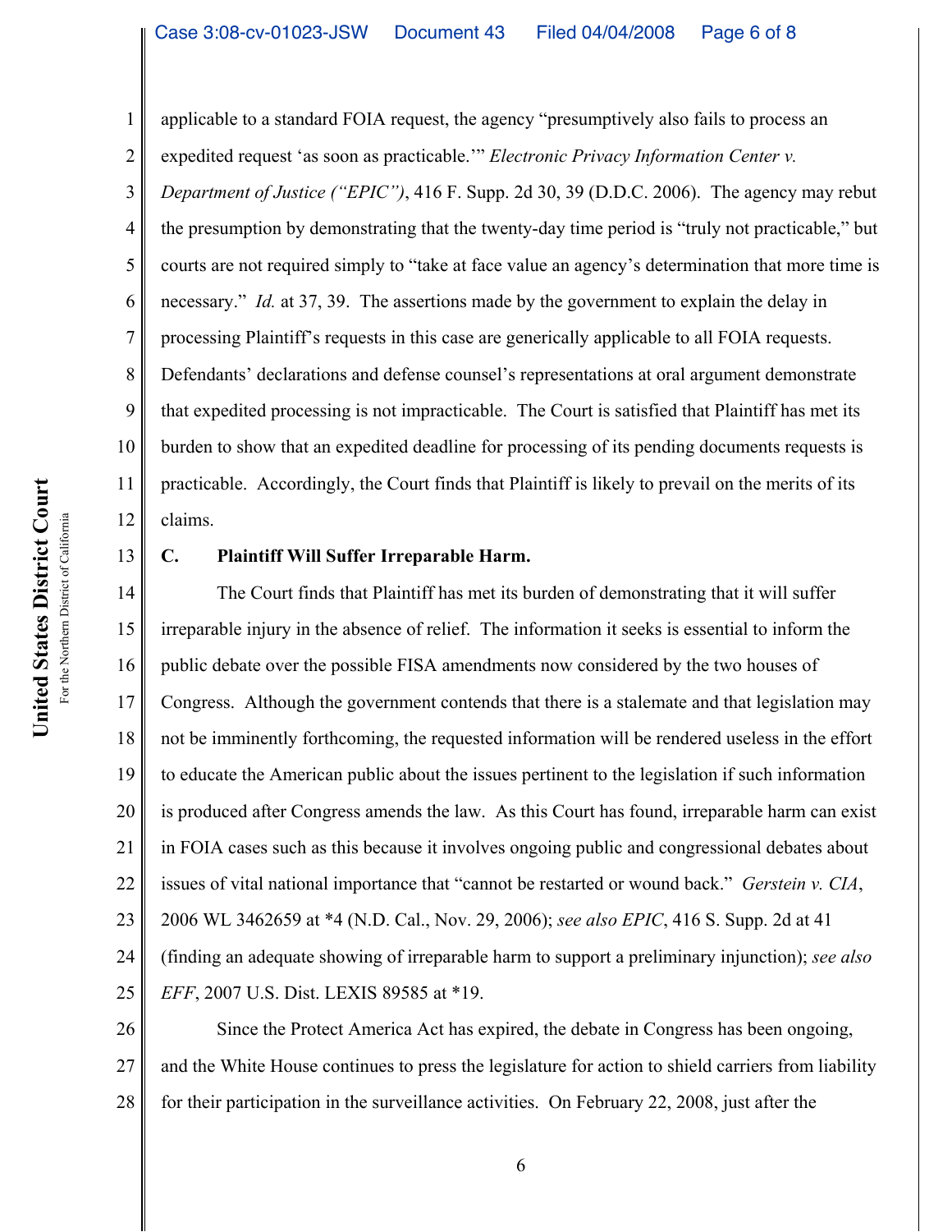applicable to a standard FOIA request, the agency "presumptively also fails to process an expedited request 'as soon as practicable.'" *Electronic Privacy Information Center v. Department of Justice ("EPIC")*, 416 F. Supp. 2d 30, 39 (D.D.C. 2006). The agency may rebut the presumption by demonstrating that the twenty-day time period is "truly not practicable," but courts are not required simply to "take at face value an agency's determination that more time is necessary." *Id.* at 37, 39. The assertions made by the government to explain the delay in processing Plaintiff's requests in this case are generically applicable to all FOIA requests. Defendants' declarations and defense counsel's representations at oral argument demonstrate that expedited processing is not impracticable. The Court is satisfied that Plaintiff has met its burden to show that an expedited deadline for processing of its pending documents requests is practicable. Accordingly, the Court finds that Plaintiff is likely to prevail on the merits of its claims.

**C. Plaintiff Will Suffer Irreparable Harm.**

The Court finds that Plaintiff has met its burden of demonstrating that it will suffer irreparable injury in the absence of relief. The information it seeks is essential to inform the public debate over the possible FISA amendments now considered by the two houses of Congress. Although the government contends that there is a stalemate and that legislation may not be imminently forthcoming, the requested information will be rendered useless in the effort to educate the American public about the issues pertinent to the legislation if such information is produced after Congress amends the law. As this Court has found, irreparable harm can exist in FOIA cases such as this because it involves ongoing public and congressional debates about issues of vital national importance that "cannot be restarted or wound back." *Gerstein v. CIA*, 2006 WL 3462659 at *4 (N.D. Cal., Nov. 29, 2006); *see also EPIC*, 416 S. Supp. 2d at 41 (finding an adequate showing of irreparable harm to support a preliminary injunction); *see also EFF*, 2007 U.S. Dist. LEXIS 89585 at *19.

Since the Protect America Act has expired, the debate in Congress has been ongoing, and the White House continues to press the legislature for action to shield carriers from liability for their participation in the surveillance activities. On February 22, 2008, just after the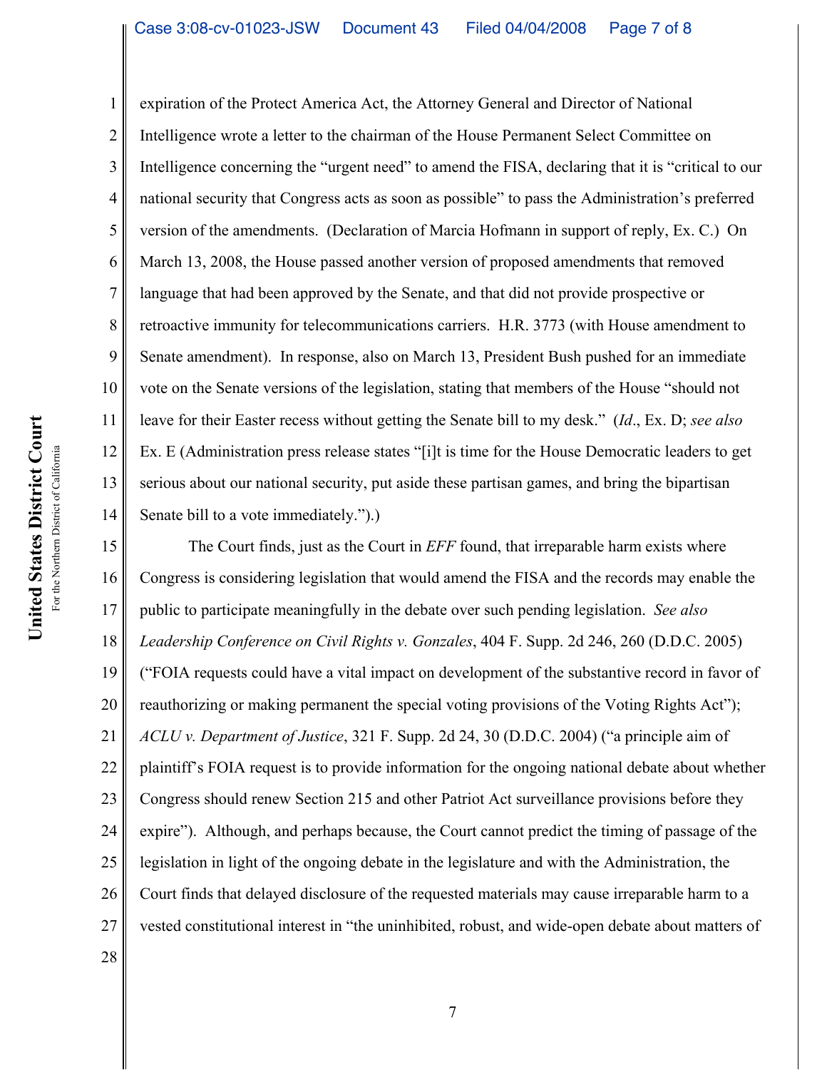expiration of the Protect America Act, the Attorney General and Director of National Intelligence wrote a letter to the chairman of the House Permanent Select Committee on Intelligence concerning the "urgent need" to amend the FISA, declaring that it is "critical to our national security that Congress acts as soon as possible" to pass the Administration's preferred version of the amendments. (Declaration of Marcia Hofmann in support of reply, Ex. C.) On March 13, 2008, the House passed another version of proposed amendments that removed language that had been approved by the Senate, and that did not provide prospective or retroactive immunity for telecommunications carriers. H.R. 3773 (with House amendment to Senate amendment). In response, also on March 13, President Bush pushed for an immediate vote on the Senate versions of the legislation, stating that members of the House "should not leave for their Easter recess without getting the Senate bill to my desk." (*Id*., Ex. D; *see also* Ex. E (Administration press release states "[i]t is time for the House Democratic leaders to get serious about our national security, put aside these partisan games, and bring the bipartisan Senate bill to a vote immediately.").)

The Court finds, just as the Court in *EFF* found, that irreparable harm exists where Congress is considering legislation that would amend the FISA and the records may enable the public to participate meaningfully in the debate over such pending legislation. *See also Leadership Conference on Civil Rights v. Gonzales*, 404 F. Supp. 2d 246, 260 (D.D.C. 2005) ("FOIA requests could have a vital impact on development of the substantive record in favor of reauthorizing or making permanent the special voting provisions of the Voting Rights Act"); *ACLU v. Department of Justice*, 321 F. Supp. 2d 24, 30 (D.D.C. 2004) ("a principle aim of plaintiff's FOIA request is to provide information for the ongoing national debate about whether Congress should renew Section 215 and other Patriot Act surveillance provisions before they expire"). Although, and perhaps because, the Court cannot predict the timing of passage of the legislation in light of the ongoing debate in the legislature and with the Administration, the Court finds that delayed disclosure of the requested materials may cause irreparable harm to a vested constitutional interest in "the uninhibited, robust, and wide-open debate about matters of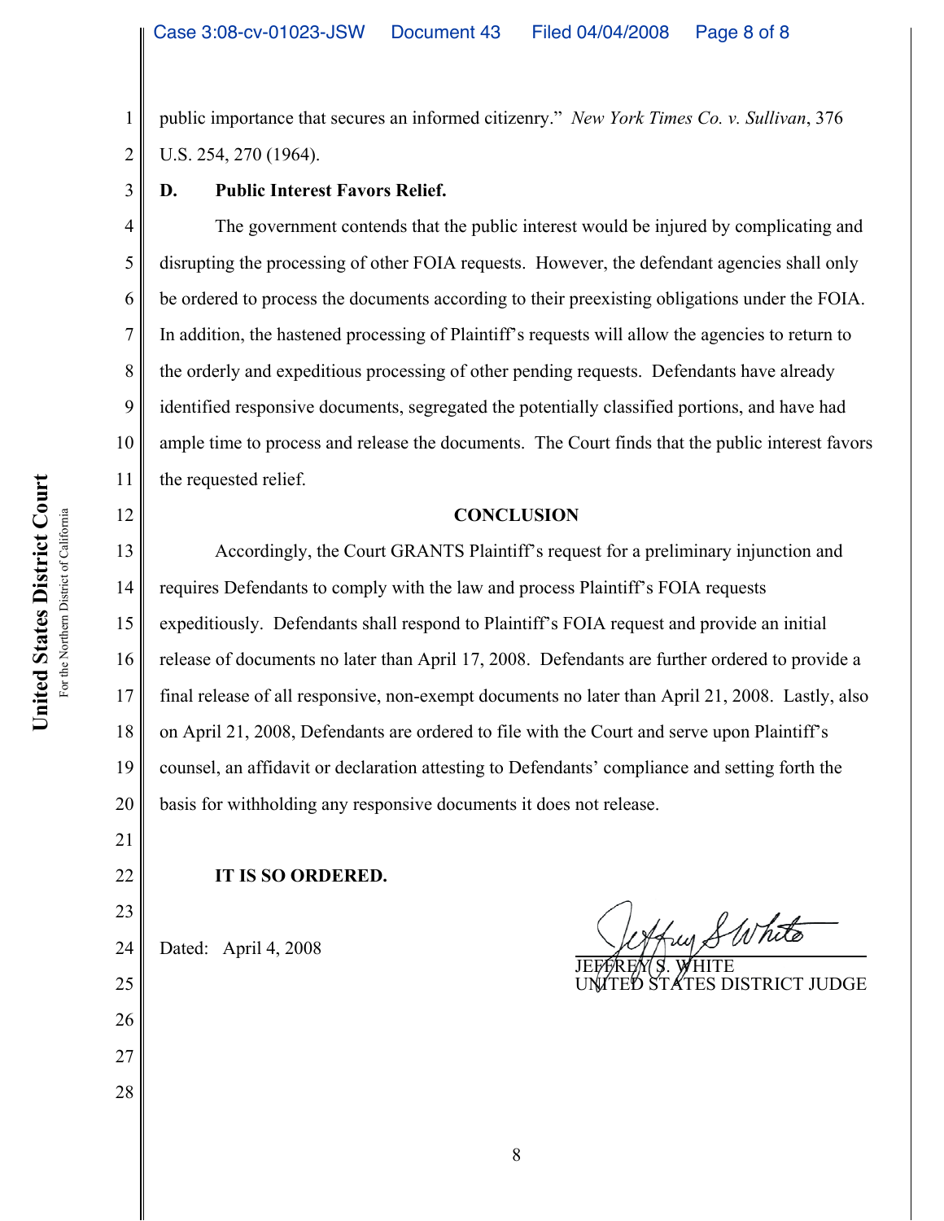public importance that secures an informed citizenry." *New York Times Co. v. Sullivan*, 376 U.S. 254, 270 (1964).

### D. Public Interest Favors Relief.

The government contends that the public interest would be injured by complicating and disrupting the processing of other FOIA requests. However, the defendant agencies shall only be ordered to process the documents according to their preexisting obligations under the FOIA. In addition, the hastened processing of Plaintiff's requests will allow the agencies to return to the orderly and expeditious processing of other pending requests. Defendants have already identified responsive documents, segregated the potentially classified portions, and have had ample time to process and release the documents. The Court finds that the public interest favors the requested relief.

## CONCLUSION

Accordingly, the Court GRANTS Plaintiff's request for a preliminary injunction and requires Defendants to comply with the law and process Plaintiff's FOIA requests expeditiously. Defendants shall respond to Plaintiff's FOIA request and provide an initial release of documents no later than April 17, 2008. Defendants are further ordered to provide a final release of all responsive, non-exempt documents no later than April 21, 2008. Lastly, also on April 21, 2008, Defendants are ordered to file with the Court and serve upon Plaintiff's counsel, an affidavit or declaration attesting to Defendants' compliance and setting forth the basis for withholding any responsive documents it does not release.

**IT IS SO ORDERED.**

Dated: April 4, 2008

JEFFREY S. WHITE
UNITED STATES DISTRICT JUDGE